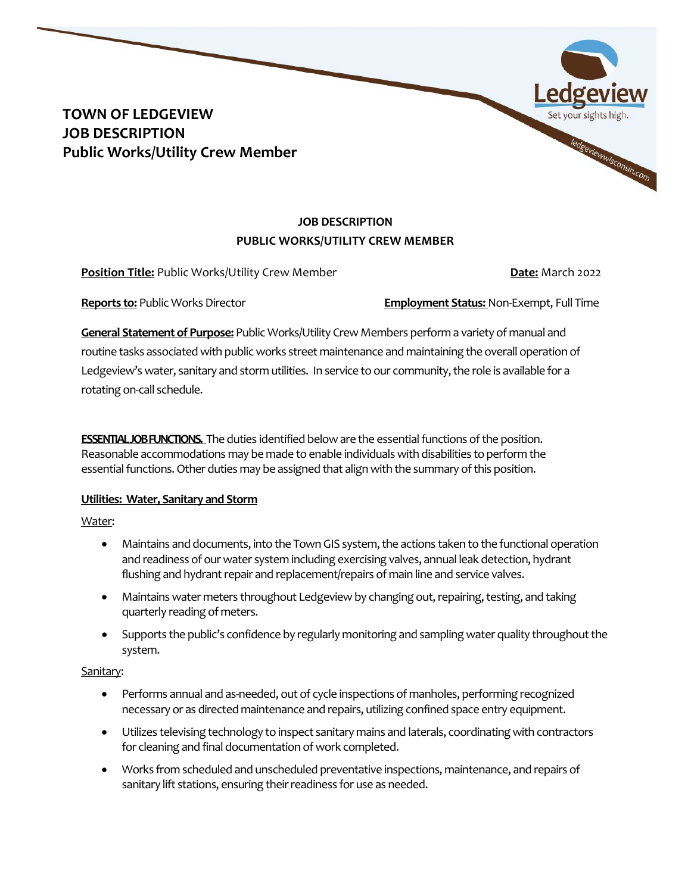# TOWN OF LEDGEVIEW JOB DESCRIPTION Public Works/Utility Crew Member

Ledgeview
Set your sights high.
ledgeviewwisconsin.com

## JOB DESCRIPTION
## PUBLIC WORKS/UTILITY CREW MEMBER

**Position Title:** Public Works/Utility Crew Member **Date:** March 2022

**Reports to:** Public Works Director **Employment Status:** Non-Exempt, Full Time

**General Statement of Purpose:** Public Works/Utility Crew Members perform a variety of manual and routine tasks associated with public works street maintenance and maintaining the overall operation of Ledgeview's water, sanitary and storm utilities. In service to our community, the role is available for a rotating on-call schedule.

**ESSENTIAL JOB FUNCTIONS.** The duties identified below are the essential functions of the position. Reasonable accommodations may be made to enable individuals with disabilities to perform the essential functions. Other duties may be assigned that align with the summary of this position.

### Utilities: Water, Sanitary and Storm

Water:

- Maintains and documents, into the Town GIS system, the actions taken to the functional operation and readiness of our water system including exercising valves, annual leak detection, hydrant flushing and hydrant repair and replacement/repairs of main line and service valves.
- Maintains water meters throughout Ledgeview by changing out, repairing, testing, and taking quarterly reading of meters.
- Supports the public's confidence by regularly monitoring and sampling water quality throughout the system.

Sanitary:

- Performs annual and as-needed, out of cycle inspections of manholes, performing recognized necessary or as directed maintenance and repairs, utilizing confined space entry equipment.
- Utilizes televising technology to inspect sanitary mains and laterals, coordinating with contractors for cleaning and final documentation of work completed.
- Works from scheduled and unscheduled preventative inspections, maintenance, and repairs of sanitary lift stations, ensuring their readiness for use as needed.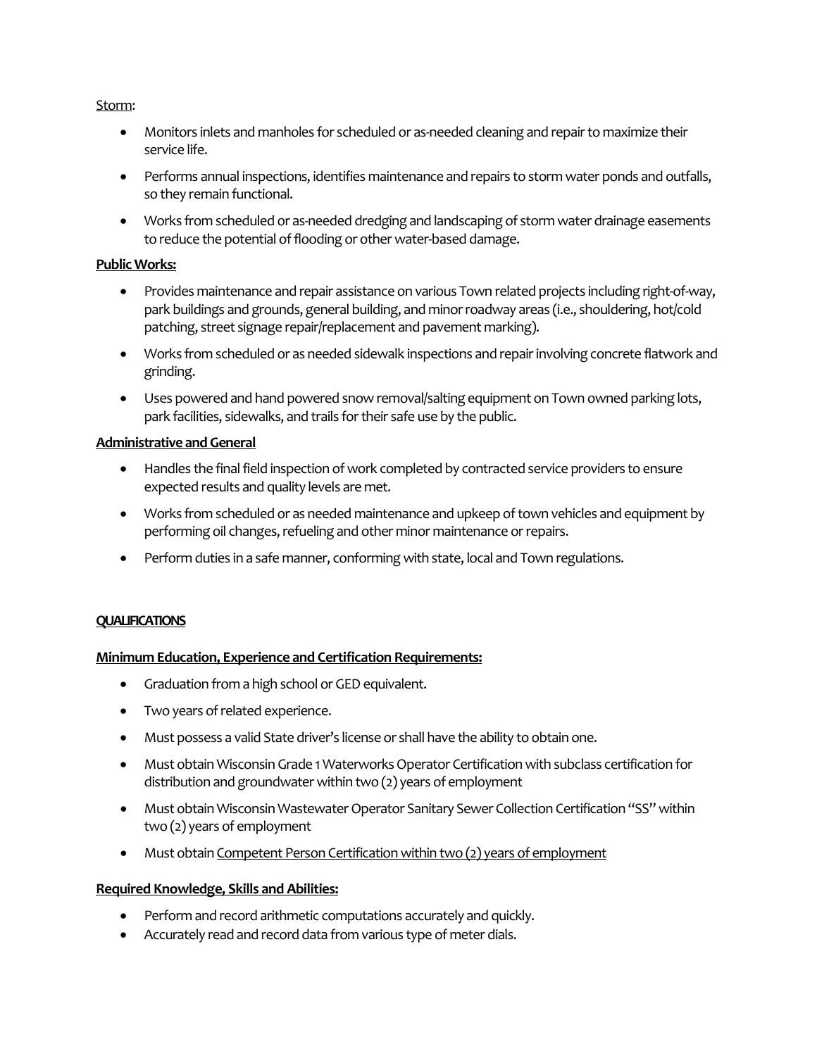Storm:

- Monitors inlets and manholes for scheduled or as-needed cleaning and repair to maximize their service life.
- Performs annual inspections, identifies maintenance and repairs to storm water ponds and outfalls, so they remain functional.
- Works from scheduled or as-needed dredging and landscaping of storm water drainage easements to reduce the potential of flooding or other water-based damage.

**Public Works:**

- Provides maintenance and repair assistance on various Town related projects including right-of-way, park buildings and grounds, general building, and minor roadway areas (i.e., shouldering, hot/cold patching, street signage repair/replacement and pavement marking).
- Works from scheduled or as needed sidewalk inspections and repair involving concrete flatwork and grinding.
- Uses powered and hand powered snow removal/salting equipment on Town owned parking lots, park facilities, sidewalks, and trails for their safe use by the public.

**Administrative and General**

- Handles the final field inspection of work completed by contracted service providers to ensure expected results and quality levels are met.
- Works from scheduled or as needed maintenance and upkeep of town vehicles and equipment by performing oil changes, refueling and other minor maintenance or repairs.
- Perform duties in a safe manner, conforming with state, local and Town regulations.

**QUALIFICATIONS**

**Minimum Education, Experience and Certification Requirements:**

- Graduation from a high school or GED equivalent.
- Two years of related experience.
- Must possess a valid State driver's license or shall have the ability to obtain one.
- Must obtain Wisconsin Grade 1 Waterworks Operator Certification with subclass certification for distribution and groundwater within two (2) years of employment
- Must obtain Wisconsin Wastewater Operator Sanitary Sewer Collection Certification "SS" within two (2) years of employment
- Must obtain Competent Person Certification within two (2) years of employment

**Required Knowledge, Skills and Abilities:**

- Perform and record arithmetic computations accurately and quickly.
- Accurately read and record data from various type of meter dials.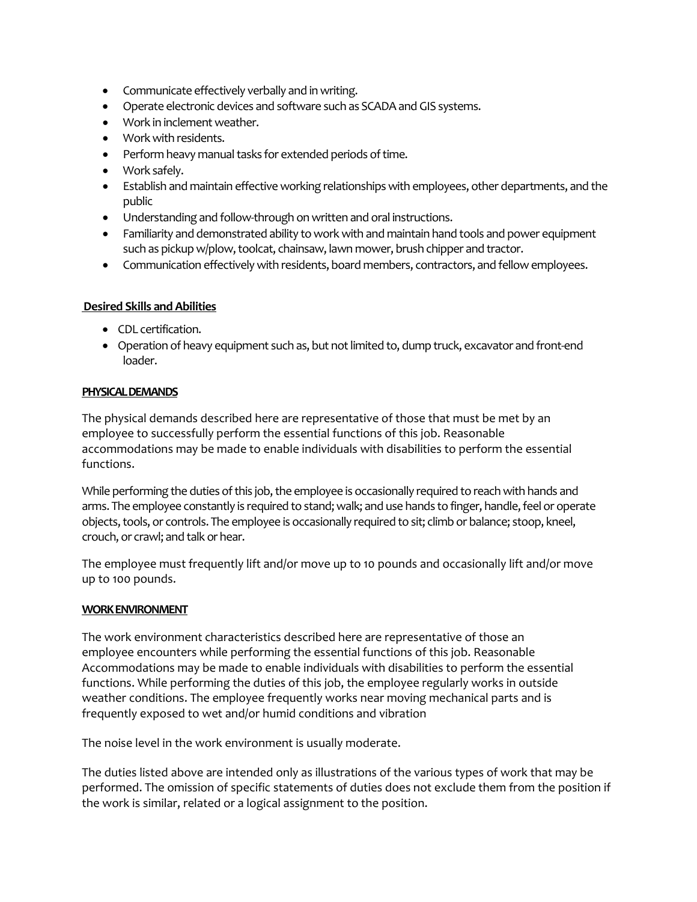- Communicate effectively verbally and in writing.
- Operate electronic devices and software such as SCADA and GIS systems.
- Work in inclement weather.
- Work with residents.
- Perform heavy manual tasks for extended periods of time.
- Work safely.
- Establish and maintain effective working relationships with employees, other departments, and the public
- Understanding and follow-through on written and oral instructions.
- Familiarity and demonstrated ability to work with and maintain hand tools and power equipment such as pickup w/plow, toolcat, chainsaw, lawn mower, brush chipper and tractor.
- Communication effectively with residents, board members, contractors, and fellow employees.

**Desired Skills and Abilities**

- CDL certification.
- Operation of heavy equipment such as, but not limited to, dump truck, excavator and front-end loader.

**PHYSICAL DEMANDS**

The physical demands described here are representative of those that must be met by an employee to successfully perform the essential functions of this job. Reasonable accommodations may be made to enable individuals with disabilities to perform the essential functions.

While performing the duties of this job, the employee is occasionally required to reach with hands and arms. The employee constantly is required to stand; walk; and use hands to finger, handle, feel or operate objects, tools, or controls. The employee is occasionally required to sit; climb or balance; stoop, kneel, crouch, or crawl; and talk or hear.

The employee must frequently lift and/or move up to 10 pounds and occasionally lift and/or move up to 100 pounds.

**WORK ENVIRONMENT**

The work environment characteristics described here are representative of those an employee encounters while performing the essential functions of this job. Reasonable Accommodations may be made to enable individuals with disabilities to perform the essential functions. While performing the duties of this job, the employee regularly works in outside weather conditions. The employee frequently works near moving mechanical parts and is frequently exposed to wet and/or humid conditions and vibration

The noise level in the work environment is usually moderate.

The duties listed above are intended only as illustrations of the various types of work that may be performed. The omission of specific statements of duties does not exclude them from the position if the work is similar, related or a logical assignment to the position.